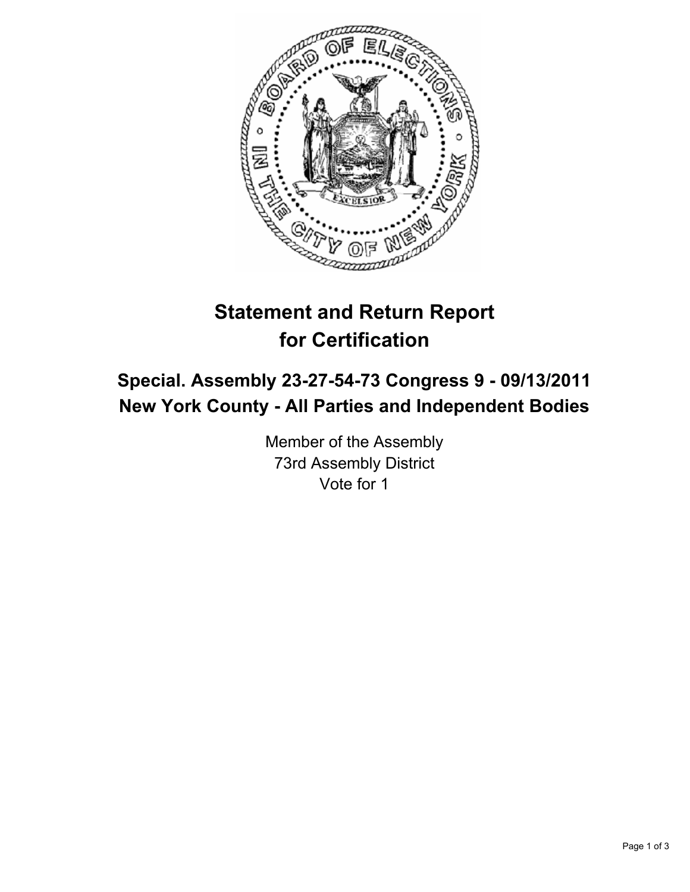# Statement and Return Report for Certification

## Special. Assembly 23-27-54-73 Congress 9 - 09/13/2011
## New York County - All Parties and Independent Bodies

Member of the Assembly
73rd Assembly District
Vote for 1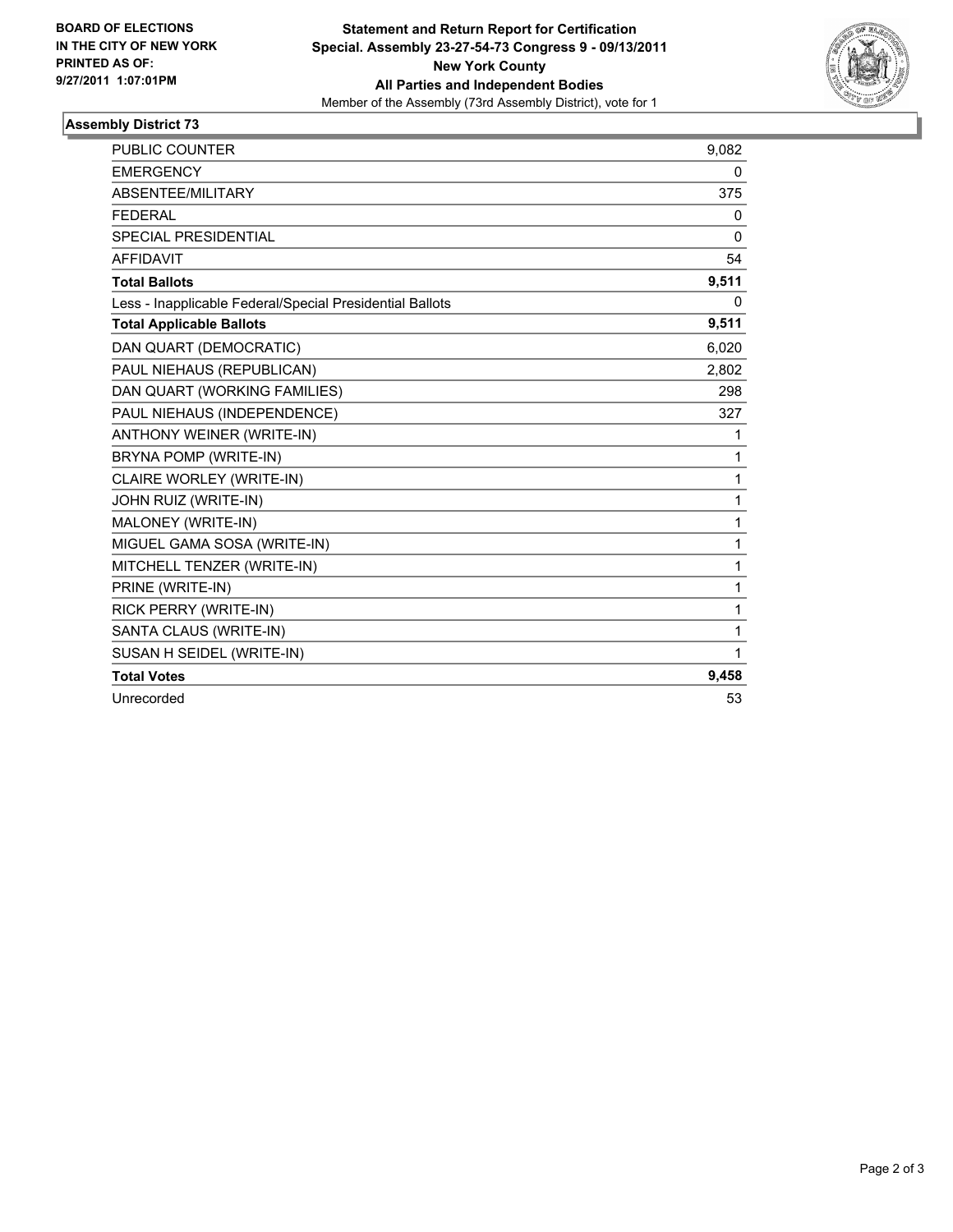**BOARD OF ELECTIONS IN THE CITY OF NEW YORK PRINTED AS OF: 9/27/2011 1:07:01PM**

**Statement and Return Report for Certification**
**Special. Assembly 23-27-54-73 Congress 9 - 09/13/2011**
**New York County**
**All Parties and Independent Bodies**
Member of the Assembly (73rd Assembly District), vote for 1

## Assembly District 73

| | |
|---|---|
| PUBLIC COUNTER | 9,082 |
| EMERGENCY | 0 |
| ABSENTEE/MILITARY | 375 |
| FEDERAL | 0 |
| SPECIAL PRESIDENTIAL | 0 |
| AFFIDAVIT | 54 |
| **Total Ballots** | **9,511** |
| Less - Inapplicable Federal/Special Presidential Ballots | 0 |
| **Total Applicable Ballots** | **9,511** |
| DAN QUART (DEMOCRATIC) | 6,020 |
| PAUL NIEHAUS (REPUBLICAN) | 2,802 |
| DAN QUART (WORKING FAMILIES) | 298 |
| PAUL NIEHAUS (INDEPENDENCE) | 327 |
| ANTHONY WEINER (WRITE-IN) | 1 |
| BRYNA POMP (WRITE-IN) | 1 |
| CLAIRE WORLEY (WRITE-IN) | 1 |
| JOHN RUIZ (WRITE-IN) | 1 |
| MALONEY (WRITE-IN) | 1 |
| MIGUEL GAMA SOSA (WRITE-IN) | 1 |
| MITCHELL TENZER (WRITE-IN) | 1 |
| PRINE (WRITE-IN) | 1 |
| RICK PERRY (WRITE-IN) | 1 |
| SANTA CLAUS (WRITE-IN) | 1 |
| SUSAN H SEIDEL (WRITE-IN) | 1 |
| **Total Votes** | **9,458** |
| Unrecorded | 53 |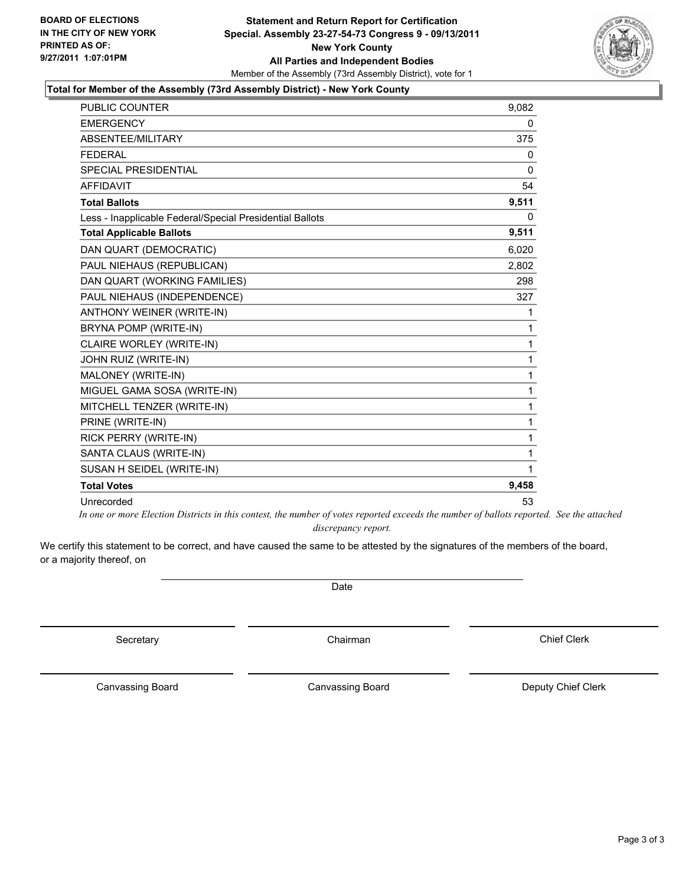**BOARD OF ELECTIONS IN THE CITY OF NEW YORK PRINTED AS OF: 9/27/2011 1:07:01PM**

**Statement and Return Report for Certification**
**Special. Assembly 23-27-54-73 Congress 9 - 09/13/2011**
**New York County**
**All Parties and Independent Bodies**
Member of the Assembly (73rd Assembly District), vote for 1

**Total for Member of the Assembly (73rd Assembly District) - New York County**

| | |
|---|---|
| PUBLIC COUNTER | 9,082 |
| EMERGENCY | 0 |
| ABSENTEE/MILITARY | 375 |
| FEDERAL | 0 |
| SPECIAL PRESIDENTIAL | 0 |
| AFFIDAVIT | 54 |
| **Total Ballots** | **9,511** |
| Less - Inapplicable Federal/Special Presidential Ballots | 0 |
| **Total Applicable Ballots** | **9,511** |
| DAN QUART (DEMOCRATIC) | 6,020 |
| PAUL NIEHAUS (REPUBLICAN) | 2,802 |
| DAN QUART (WORKING FAMILIES) | 298 |
| PAUL NIEHAUS (INDEPENDENCE) | 327 |
| ANTHONY WEINER (WRITE-IN) | 1 |
| BRYNA POMP (WRITE-IN) | 1 |
| CLAIRE WORLEY (WRITE-IN) | 1 |
| JOHN RUIZ (WRITE-IN) | 1 |
| MALONEY (WRITE-IN) | 1 |
| MIGUEL GAMA SOSA (WRITE-IN) | 1 |
| MITCHELL TENZER (WRITE-IN) | 1 |
| PRINE (WRITE-IN) | 1 |
| RICK PERRY (WRITE-IN) | 1 |
| SANTA CLAUS (WRITE-IN) | 1 |
| SUSAN H SEIDEL (WRITE-IN) | 1 |
| **Total Votes** | **9,458** |
| Unrecorded | 53 |

*In one or more Election Districts in this contest, the number of votes reported exceeds the number of ballots reported. See the attached discrepancy report.*

We certify this statement to be correct, and have caused the same to be attested by the signatures of the members of the board, or a majority thereof, on

Date

Secretary

Chairman

Chief Clerk

Canvassing Board

Canvassing Board

Deputy Chief Clerk